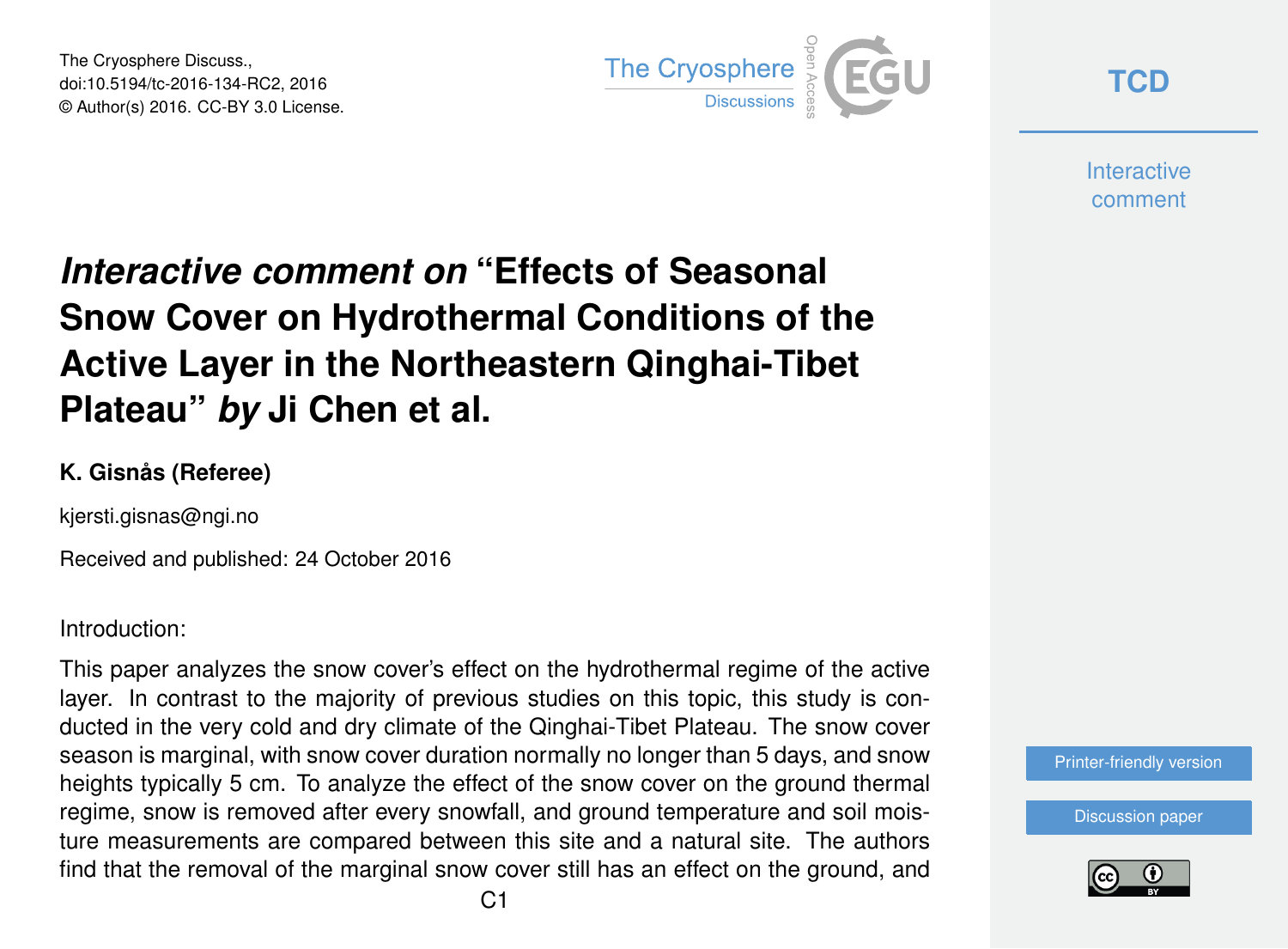The Cryosphere Discuss.,
doi:10.5194/tc-2016-134-RC2, 2016
© Author(s) 2016. CC-BY 3.0 License.

# *Interactive comment on* "Effects of Seasonal Snow Cover on Hydrothermal Conditions of the Active Layer in the Northeastern Qinghai-Tibet Plateau" *by* Ji Chen et al.

**K. Gisnås (Referee)**

kjersti.gisnas@ngi.no

Received and published: 24 October 2016

Introduction:

This paper analyzes the snow cover's effect on the hydrothermal regime of the active layer. In contrast to the majority of previous studies on this topic, this study is conducted in the very cold and dry climate of the Qinghai-Tibet Plateau. The snow cover season is marginal, with snow cover duration normally no longer than 5 days, and snow heights typically 5 cm. To analyze the effect of the snow cover on the ground thermal regime, snow is removed after every snowfall, and ground temperature and soil moisture measurements are compared between this site and a natural site. The authors find that the removal of the marginal snow cover still has an effect on the ground, and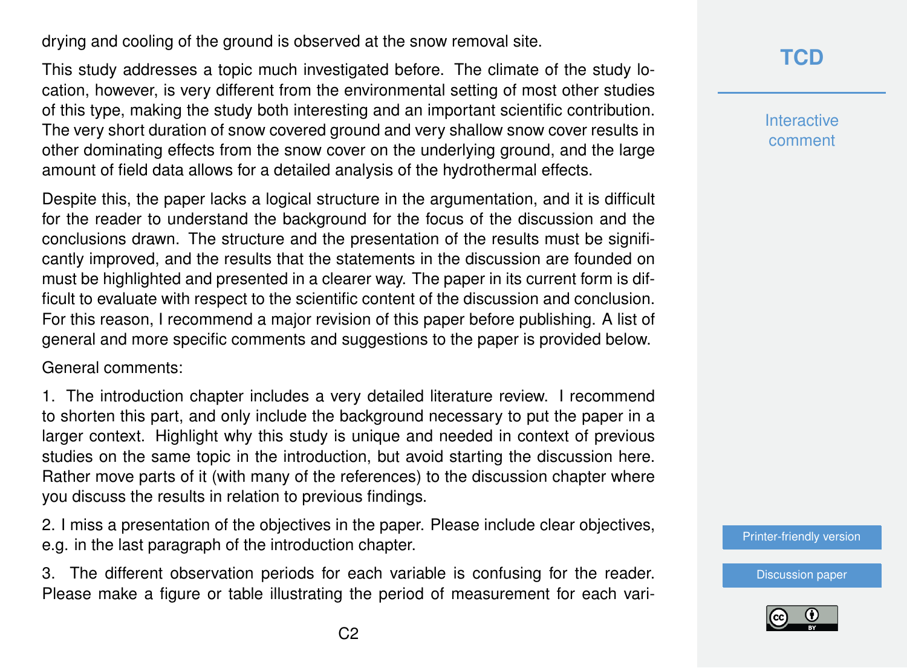drying and cooling of the ground is observed at the snow removal site.

This study addresses a topic much investigated before. The climate of the study location, however, is very different from the environmental setting of most other studies of this type, making the study both interesting and an important scientific contribution. The very short duration of snow covered ground and very shallow snow cover results in other dominating effects from the snow cover on the underlying ground, and the large amount of field data allows for a detailed analysis of the hydrothermal effects.

Despite this, the paper lacks a logical structure in the argumentation, and it is difficult for the reader to understand the background for the focus of the discussion and the conclusions drawn. The structure and the presentation of the results must be significantly improved, and the results that the statements in the discussion are founded on must be highlighted and presented in a clearer way. The paper in its current form is difficult to evaluate with respect to the scientific content of the discussion and conclusion. For this reason, I recommend a major revision of this paper before publishing. A list of general and more specific comments and suggestions to the paper is provided below.

General comments:

1. The introduction chapter includes a very detailed literature review. I recommend to shorten this part, and only include the background necessary to put the paper in a larger context. Highlight why this study is unique and needed in context of previous studies on the same topic in the introduction, but avoid starting the discussion here. Rather move parts of it (with many of the references) to the discussion chapter where you discuss the results in relation to previous findings.

2. I miss a presentation of the objectives in the paper. Please include clear objectives, e.g. in the last paragraph of the introduction chapter.

3. The different observation periods for each variable is confusing for the reader. Please make a figure or table illustrating the period of measurement for each vari-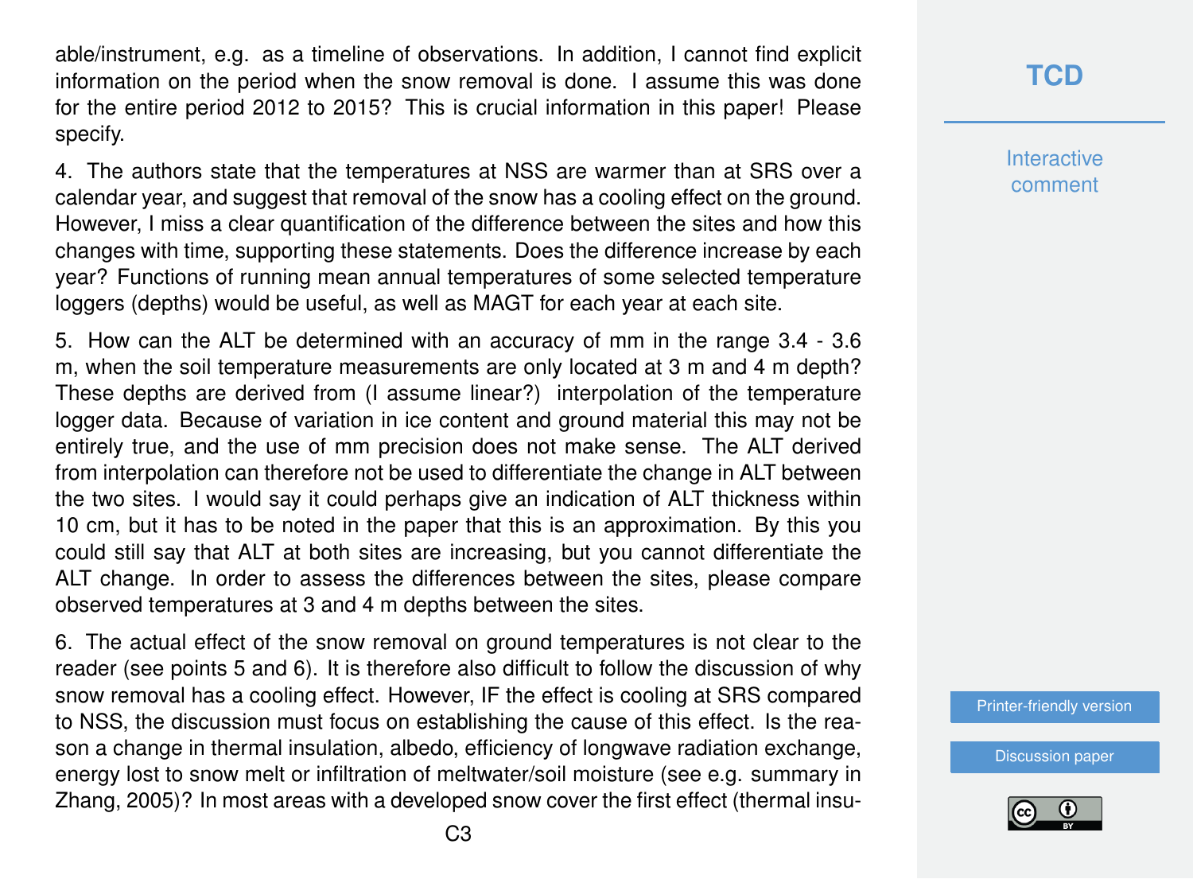able/instrument, e.g. as a timeline of observations. In addition, I cannot find explicit information on the period when the snow removal is done. I assume this was done for the entire period 2012 to 2015? This is crucial information in this paper! Please specify.

4. The authors state that the temperatures at NSS are warmer than at SRS over a calendar year, and suggest that removal of the snow has a cooling effect on the ground. However, I miss a clear quantification of the difference between the sites and how this changes with time, supporting these statements. Does the difference increase by each year? Functions of running mean annual temperatures of some selected temperature loggers (depths) would be useful, as well as MAGT for each year at each site.

5. How can the ALT be determined with an accuracy of mm in the range 3.4 - 3.6 m, when the soil temperature measurements are only located at 3 m and 4 m depth? These depths are derived from (I assume linear?) interpolation of the temperature logger data. Because of variation in ice content and ground material this may not be entirely true, and the use of mm precision does not make sense. The ALT derived from interpolation can therefore not be used to differentiate the change in ALT between the two sites. I would say it could perhaps give an indication of ALT thickness within 10 cm, but it has to be noted in the paper that this is an approximation. By this you could still say that ALT at both sites are increasing, but you cannot differentiate the ALT change. In order to assess the differences between the sites, please compare observed temperatures at 3 and 4 m depths between the sites.

6. The actual effect of the snow removal on ground temperatures is not clear to the reader (see points 5 and 6). It is therefore also difficult to follow the discussion of why snow removal has a cooling effect. However, IF the effect is cooling at SRS compared to NSS, the discussion must focus on establishing the cause of this effect. Is the reason a change in thermal insulation, albedo, efficiency of longwave radiation exchange, energy lost to snow melt or infiltration of meltwater/soil moisture (see e.g. summary in Zhang, 2005)? In most areas with a developed snow cover the first effect (thermal insu-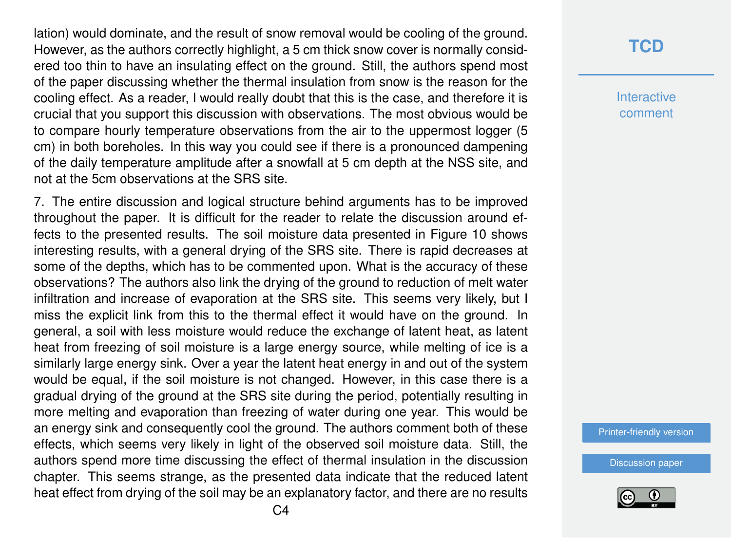lation) would dominate, and the result of snow removal would be cooling of the ground. However, as the authors correctly highlight, a 5 cm thick snow cover is normally considered too thin to have an insulating effect on the ground. Still, the authors spend most of the paper discussing whether the thermal insulation from snow is the reason for the cooling effect. As a reader, I would really doubt that this is the case, and therefore it is crucial that you support this discussion with observations. The most obvious would be to compare hourly temperature observations from the air to the uppermost logger (5 cm) in both boreholes. In this way you could see if there is a pronounced dampening of the daily temperature amplitude after a snowfall at 5 cm depth at the NSS site, and not at the 5cm observations at the SRS site.

7. The entire discussion and logical structure behind arguments has to be improved throughout the paper. It is difficult for the reader to relate the discussion around effects to the presented results. The soil moisture data presented in Figure 10 shows interesting results, with a general drying of the SRS site. There is rapid decreases at some of the depths, which has to be commented upon. What is the accuracy of these observations? The authors also link the drying of the ground to reduction of melt water infiltration and increase of evaporation at the SRS site. This seems very likely, but I miss the explicit link from this to the thermal effect it would have on the ground. In general, a soil with less moisture would reduce the exchange of latent heat, as latent heat from freezing of soil moisture is a large energy source, while melting of ice is a similarly large energy sink. Over a year the latent heat energy in and out of the system would be equal, if the soil moisture is not changed. However, in this case there is a gradual drying of the ground at the SRS site during the period, potentially resulting in more melting and evaporation than freezing of water during one year. This would be an energy sink and consequently cool the ground. The authors comment both of these effects, which seems very likely in light of the observed soil moisture data. Still, the authors spend more time discussing the effect of thermal insulation in the discussion chapter. This seems strange, as the presented data indicate that the reduced latent heat effect from drying of the soil may be an explanatory factor, and there are no results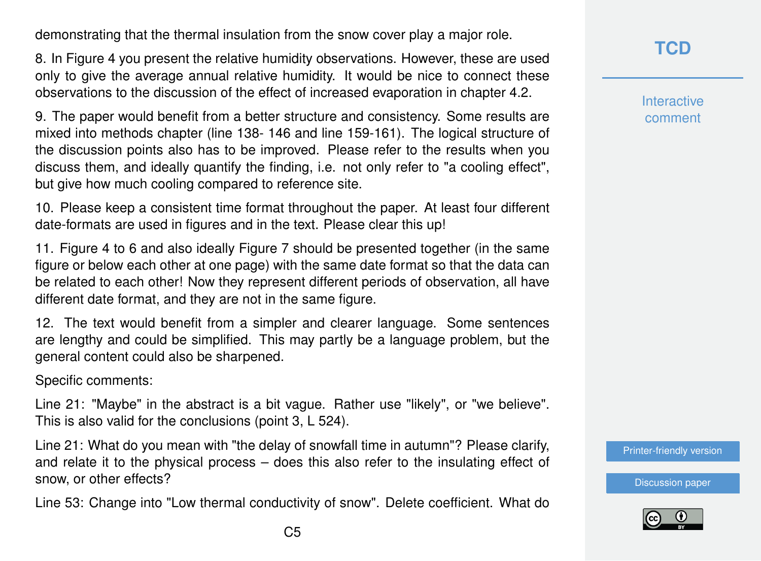demonstrating that the thermal insulation from the snow cover play a major role.

8. In Figure 4 you present the relative humidity observations. However, these are used only to give the average annual relative humidity. It would be nice to connect these observations to the discussion of the effect of increased evaporation in chapter 4.2.

9. The paper would benefit from a better structure and consistency. Some results are mixed into methods chapter (line 138- 146 and line 159-161). The logical structure of the discussion points also has to be improved. Please refer to the results when you discuss them, and ideally quantify the finding, i.e. not only refer to "a cooling effect", but give how much cooling compared to reference site.

10. Please keep a consistent time format throughout the paper. At least four different date-formats are used in figures and in the text. Please clear this up!

11. Figure 4 to 6 and also ideally Figure 7 should be presented together (in the same figure or below each other at one page) with the same date format so that the data can be related to each other! Now they represent different periods of observation, all have different date format, and they are not in the same figure.

12. The text would benefit from a simpler and clearer language. Some sentences are lengthy and could be simplified. This may partly be a language problem, but the general content could also be sharpened.

Specific comments:

Line 21: "Maybe" in the abstract is a bit vague. Rather use "likely", or "we believe". This is also valid for the conclusions (point 3, L 524).

Line 21: What do you mean with "the delay of snowfall time in autumn"? Please clarify, and relate it to the physical process – does this also refer to the insulating effect of snow, or other effects?

Line 53: Change into "Low thermal conductivity of snow". Delete coefficient. What do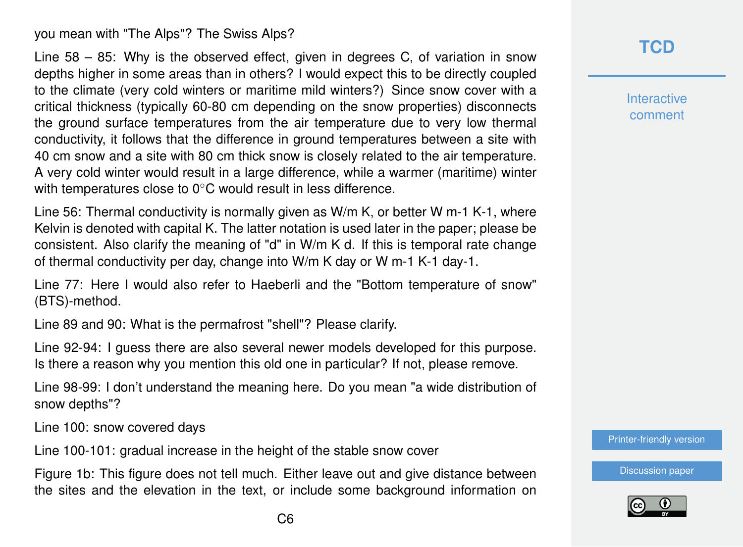you mean with "The Alps"? The Swiss Alps?

Line 58 – 85: Why is the observed effect, given in degrees C, of variation in snow depths higher in some areas than in others? I would expect this to be directly coupled to the climate (very cold winters or maritime mild winters?) Since snow cover with a critical thickness (typically 60-80 cm depending on the snow properties) disconnects the ground surface temperatures from the air temperature due to very low thermal conductivity, it follows that the difference in ground temperatures between a site with 40 cm snow and a site with 80 cm thick snow is closely related to the air temperature. A very cold winter would result in a large difference, while a warmer (maritime) winter with temperatures close to 0°C would result in less difference.

Line 56: Thermal conductivity is normally given as W/m K, or better W m-1 K-1, where Kelvin is denoted with capital K. The latter notation is used later in the paper; please be consistent. Also clarify the meaning of "d" in W/m K d. If this is temporal rate change of thermal conductivity per day, change into W/m K day or W m-1 K-1 day-1.

Line 77: Here I would also refer to Haeberli and the "Bottom temperature of snow" (BTS)-method.

Line 89 and 90: What is the permafrost "shell"? Please clarify.

Line 92-94: I guess there are also several newer models developed for this purpose. Is there a reason why you mention this old one in particular? If not, please remove.

Line 98-99: I don't understand the meaning here. Do you mean "a wide distribution of snow depths"?

Line 100: snow covered days

Line 100-101: gradual increase in the height of the stable snow cover

Figure 1b: This figure does not tell much. Either leave out and give distance between the sites and the elevation in the text, or include some background information on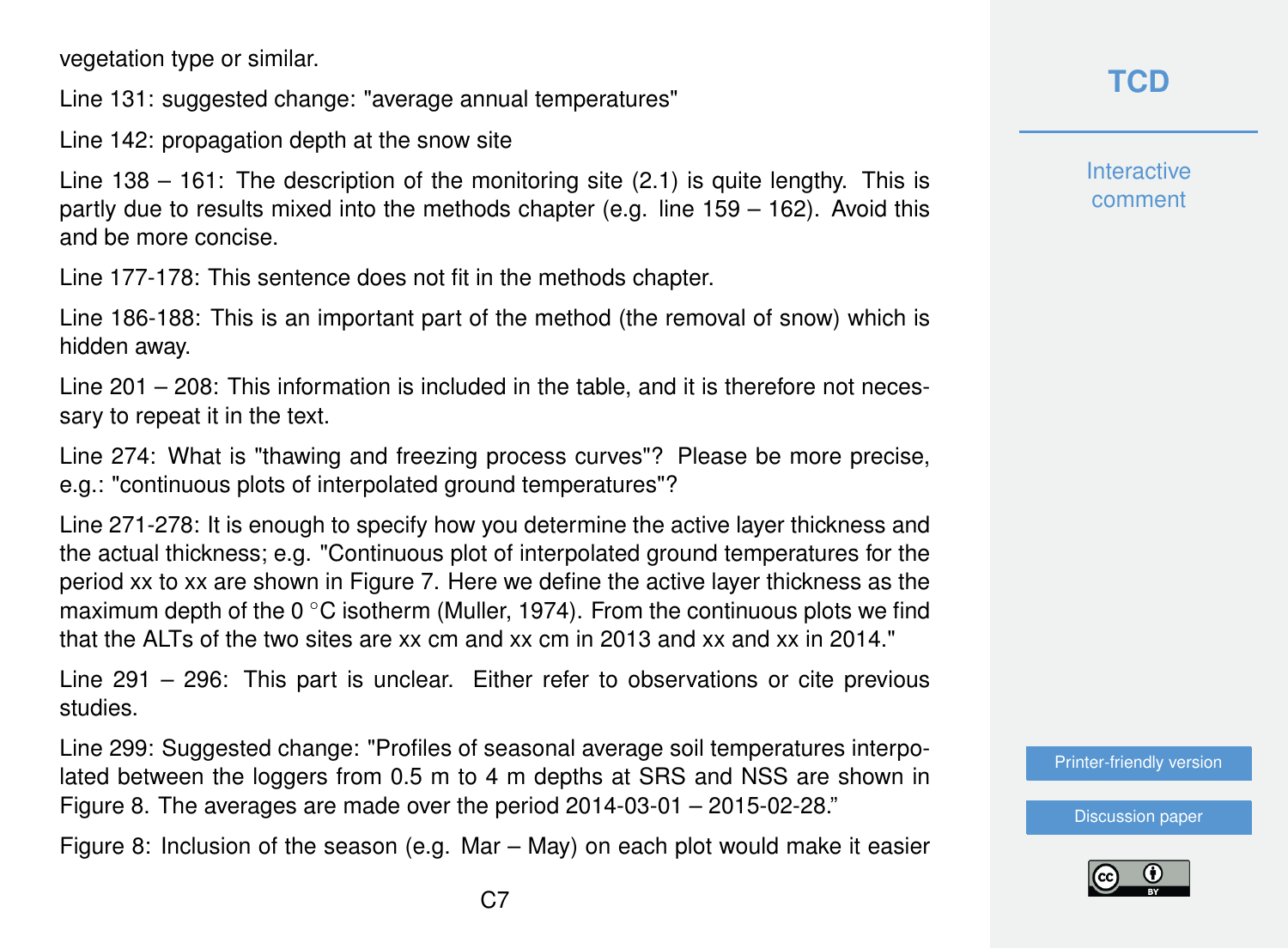vegetation type or similar.

Line 131: suggested change: "average annual temperatures"

Line 142: propagation depth at the snow site

Line 138 – 161: The description of the monitoring site (2.1) is quite lengthy. This is partly due to results mixed into the methods chapter (e.g. line 159 – 162). Avoid this and be more concise.

Line 177-178: This sentence does not fit in the methods chapter.

Line 186-188: This is an important part of the method (the removal of snow) which is hidden away.

Line 201 – 208: This information is included in the table, and it is therefore not necessary to repeat it in the text.

Line 274: What is "thawing and freezing process curves"? Please be more precise, e.g.: "continuous plots of interpolated ground temperatures"?

Line 271-278: It is enough to specify how you determine the active layer thickness and the actual thickness; e.g. "Continuous plot of interpolated ground temperatures for the period xx to xx are shown in Figure 7. Here we define the active layer thickness as the maximum depth of the 0 °C isotherm (Muller, 1974). From the continuous plots we find that the ALTs of the two sites are xx cm and xx cm in 2013 and xx and xx in 2014."

Line 291 – 296: This part is unclear. Either refer to observations or cite previous studies.

Line 299: Suggested change: "Profiles of seasonal average soil temperatures interpolated between the loggers from 0.5 m to 4 m depths at SRS and NSS are shown in Figure 8. The averages are made over the period 2014-03-01 – 2015-02-28."

Figure 8: Inclusion of the season (e.g. Mar – May) on each plot would make it easier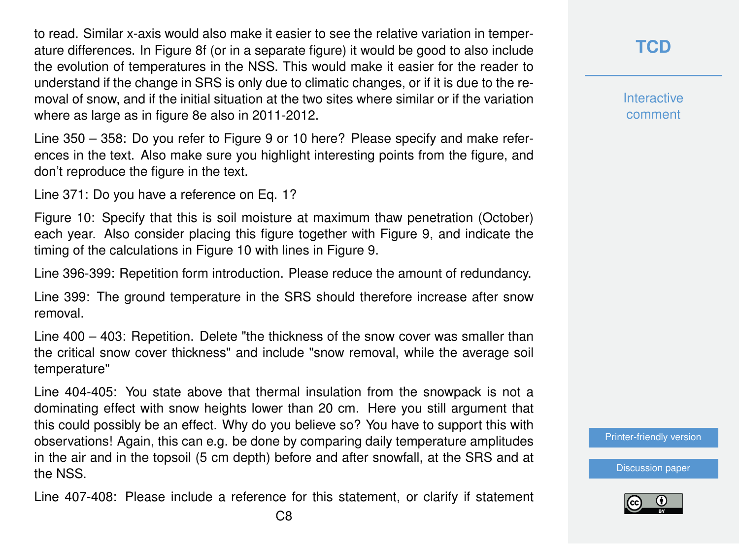to read. Similar x-axis would also make it easier to see the relative variation in temperature differences. In Figure 8f (or in a separate figure) it would be good to also include the evolution of temperatures in the NSS. This would make it easier for the reader to understand if the change in SRS is only due to climatic changes, or if it is due to the removal of snow, and if the initial situation at the two sites where similar or if the variation where as large as in figure 8e also in 2011-2012.

Line 350 – 358: Do you refer to Figure 9 or 10 here? Please specify and make references in the text. Also make sure you highlight interesting points from the figure, and don't reproduce the figure in the text.

Line 371: Do you have a reference on Eq. 1?

Figure 10: Specify that this is soil moisture at maximum thaw penetration (October) each year. Also consider placing this figure together with Figure 9, and indicate the timing of the calculations in Figure 10 with lines in Figure 9.

Line 396-399: Repetition form introduction. Please reduce the amount of redundancy.

Line 399: The ground temperature in the SRS should therefore increase after snow removal.

Line 400 – 403: Repetition. Delete "the thickness of the snow cover was smaller than the critical snow cover thickness" and include "snow removal, while the average soil temperature"

Line 404-405: You state above that thermal insulation from the snowpack is not a dominating effect with snow heights lower than 20 cm. Here you still argument that this could possibly be an effect. Why do you believe so? You have to support this with observations! Again, this can e.g. be done by comparing daily temperature amplitudes in the air and in the topsoil (5 cm depth) before and after snowfall, at the SRS and at the NSS.

Line 407-408: Please include a reference for this statement, or clarify if statement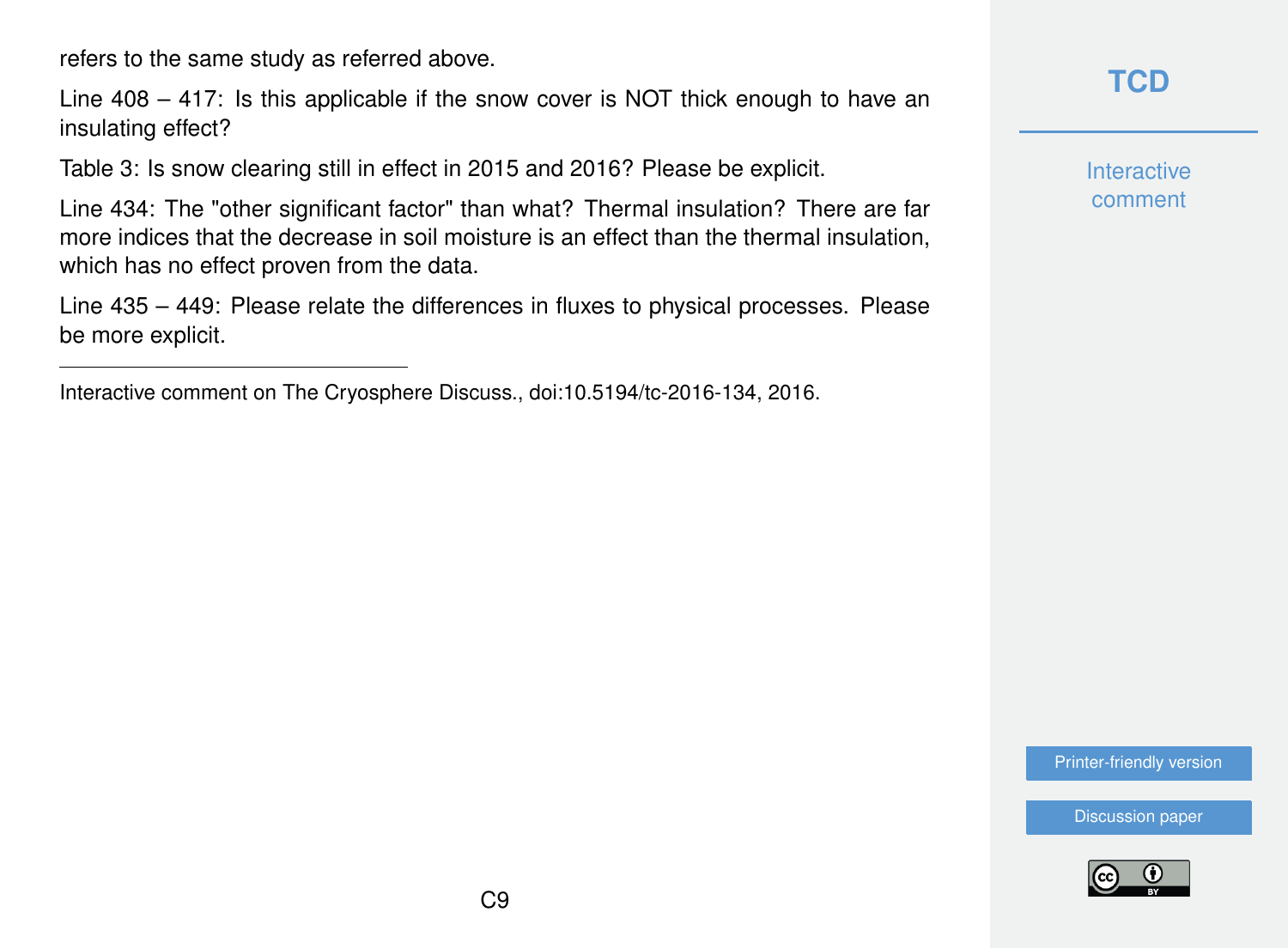refers to the same study as referred above.

Line 408 – 417: Is this applicable if the snow cover is NOT thick enough to have an insulating effect?

Table 3: Is snow clearing still in effect in 2015 and 2016? Please be explicit.

Line 434: The "other significant factor" than what? Thermal insulation? There are far more indices that the decrease in soil moisture is an effect than the thermal insulation, which has no effect proven from the data.

Line 435 – 449: Please relate the differences in fluxes to physical processes. Please be more explicit.

---

Interactive comment on The Cryosphere Discuss., doi:10.5194/tc-2016-134, 2016.